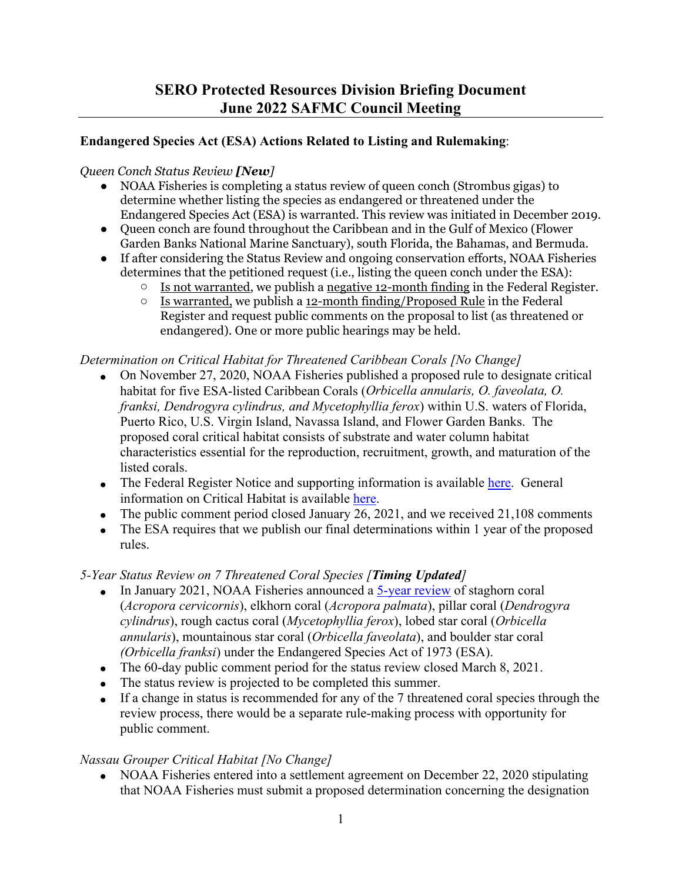# SERO Protected Resources Division Briefing Document
# June 2022 SAFMC Council Meeting

**Endangered Species Act (ESA) Actions Related to Listing and Rulemaking**:

*Queen Conch Status Review **[New]***

- NOAA Fisheries is completing a status review of queen conch (Strombus gigas) to determine whether listing the species as endangered or threatened under the Endangered Species Act (ESA) is warranted. This review was initiated in December 2019.
- Queen conch are found throughout the Caribbean and in the Gulf of Mexico (Flower Garden Banks National Marine Sanctuary), south Florida, the Bahamas, and Bermuda.
- If after considering the Status Review and ongoing conservation efforts, NOAA Fisheries determines that the petitioned request (i.e., listing the queen conch under the ESA):
  - Is not warranted, we publish a negative 12-month finding in the Federal Register.
  - Is warranted, we publish a 12-month finding/Proposed Rule in the Federal Register and request public comments on the proposal to list (as threatened or endangered). One or more public hearings may be held.

*Determination on Critical Habitat for Threatened Caribbean Corals [No Change]*

- On November 27, 2020, NOAA Fisheries published a proposed rule to designate critical habitat for five ESA-listed Caribbean Corals (*Orbicella annularis, O. faveolata, O. franksi, Dendrogyra cylindrus, and Mycetophyllia ferox*) within U.S. waters of Florida, Puerto Rico, U.S. Virgin Island, Navassa Island, and Flower Garden Banks. The proposed coral critical habitat consists of substrate and water column habitat characteristics essential for the reproduction, recruitment, growth, and maturation of the listed corals.
- The Federal Register Notice and supporting information is available here. General information on Critical Habitat is available here.
- The public comment period closed January 26, 2021, and we received 21,108 comments
- The ESA requires that we publish our final determinations within 1 year of the proposed rules.

*5-Year Status Review on 7 Threatened Coral Species [**Timing Updated**]*

- In January 2021, NOAA Fisheries announced a 5-year review of staghorn coral (*Acropora cervicornis*), elkhorn coral (*Acropora palmata*), pillar coral (*Dendrogyra cylindrus*), rough cactus coral (*Mycetophyllia ferox*), lobed star coral (*Orbicella annularis*), mountainous star coral (*Orbicella faveolata*), and boulder star coral (*Orbicella franksi*) under the Endangered Species Act of 1973 (ESA).
- The 60-day public comment period for the status review closed March 8, 2021.
- The status review is projected to be completed this summer.
- If a change in status is recommended for any of the 7 threatened coral species through the review process, there would be a separate rule-making process with opportunity for public comment.

*Nassau Grouper Critical Habitat [No Change]*

- NOAA Fisheries entered into a settlement agreement on December 22, 2020 stipulating that NOAA Fisheries must submit a proposed determination concerning the designation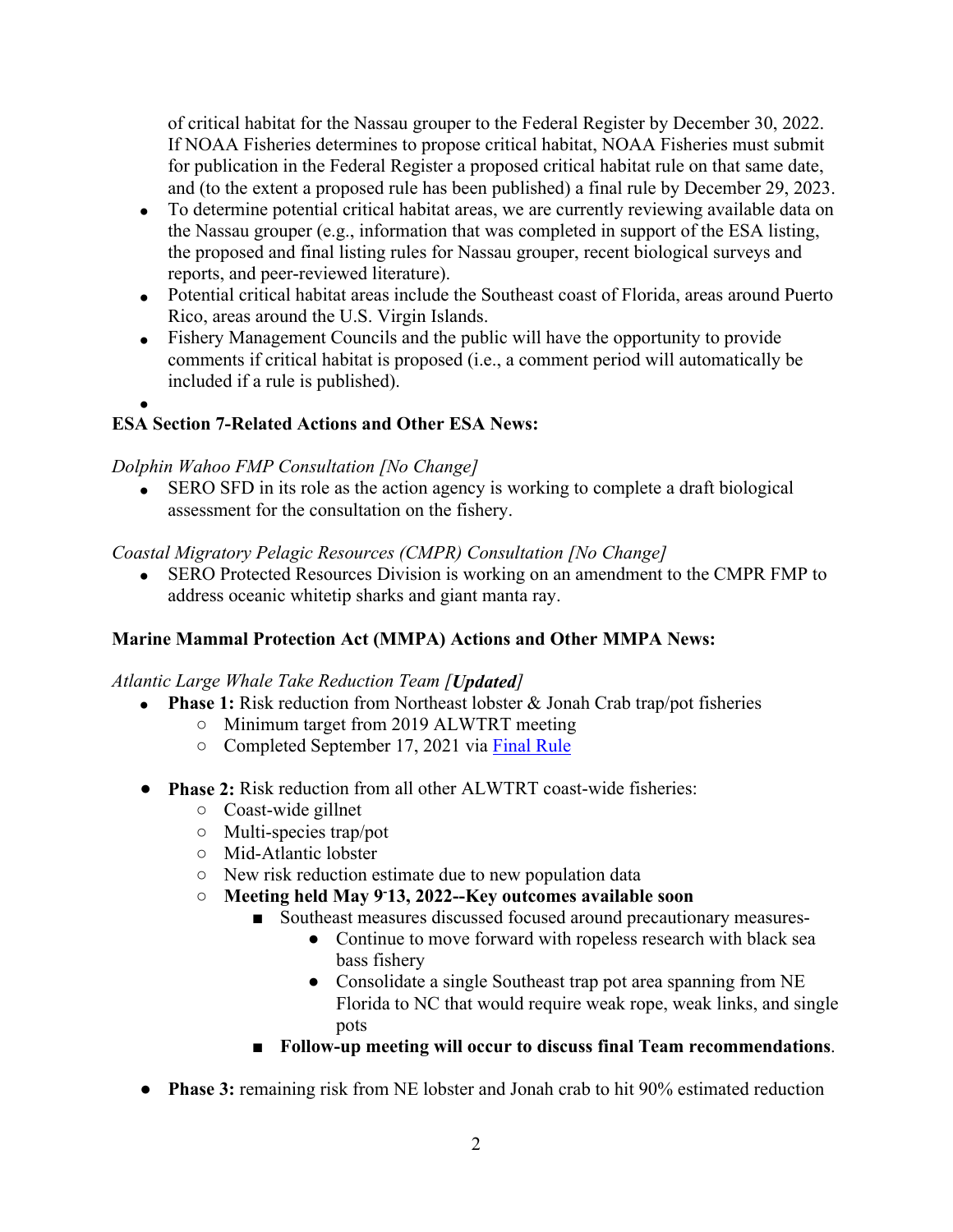of critical habitat for the Nassau grouper to the Federal Register by December 30, 2022. If NOAA Fisheries determines to propose critical habitat, NOAA Fisheries must submit for publication in the Federal Register a proposed critical habitat rule on that same date, and (to the extent a proposed rule has been published) a final rule by December 29, 2023.

- To determine potential critical habitat areas, we are currently reviewing available data on the Nassau grouper (e.g., information that was completed in support of the ESA listing, the proposed and final listing rules for Nassau grouper, recent biological surveys and reports, and peer-reviewed literature).
- Potential critical habitat areas include the Southeast coast of Florida, areas around Puerto Rico, areas around the U.S. Virgin Islands.
- Fishery Management Councils and the public will have the opportunity to provide comments if critical habitat is proposed (i.e., a comment period will automatically be included if a rule is published).
-

**ESA Section 7-Related Actions and Other ESA News:**

*Dolphin Wahoo FMP Consultation [No Change]*

- SERO SFD in its role as the action agency is working to complete a draft biological assessment for the consultation on the fishery.

*Coastal Migratory Pelagic Resources (CMPR) Consultation [No Change]*

- SERO Protected Resources Division is working on an amendment to the CMPR FMP to address oceanic whitetip sharks and giant manta ray.

**Marine Mammal Protection Act (MMPA) Actions and Other MMPA News:**

*Atlantic Large Whale Take Reduction Team [**Updated**]*

- **Phase 1:** Risk reduction from Northeast lobster & Jonah Crab trap/pot fisheries
  - Minimum target from 2019 ALWTRT meeting
  - Completed September 17, 2021 via Final Rule

- **Phase 2:** Risk reduction from all other ALWTRT coast-wide fisheries:
  - Coast-wide gillnet
  - Multi-species trap/pot
  - Mid-Atlantic lobster
  - New risk reduction estimate due to new population data
  - **Meeting held May 9-13, 2022--Key outcomes available soon**
    - Southeast measures discussed focused around precautionary measures-
      - Continue to move forward with ropeless research with black sea bass fishery
      - Consolidate a single Southeast trap pot area spanning from NE Florida to NC that would require weak rope, weak links, and single pots
    - **Follow-up meeting will occur to discuss final Team recommendations**.

- **Phase 3:** remaining risk from NE lobster and Jonah crab to hit 90% estimated reduction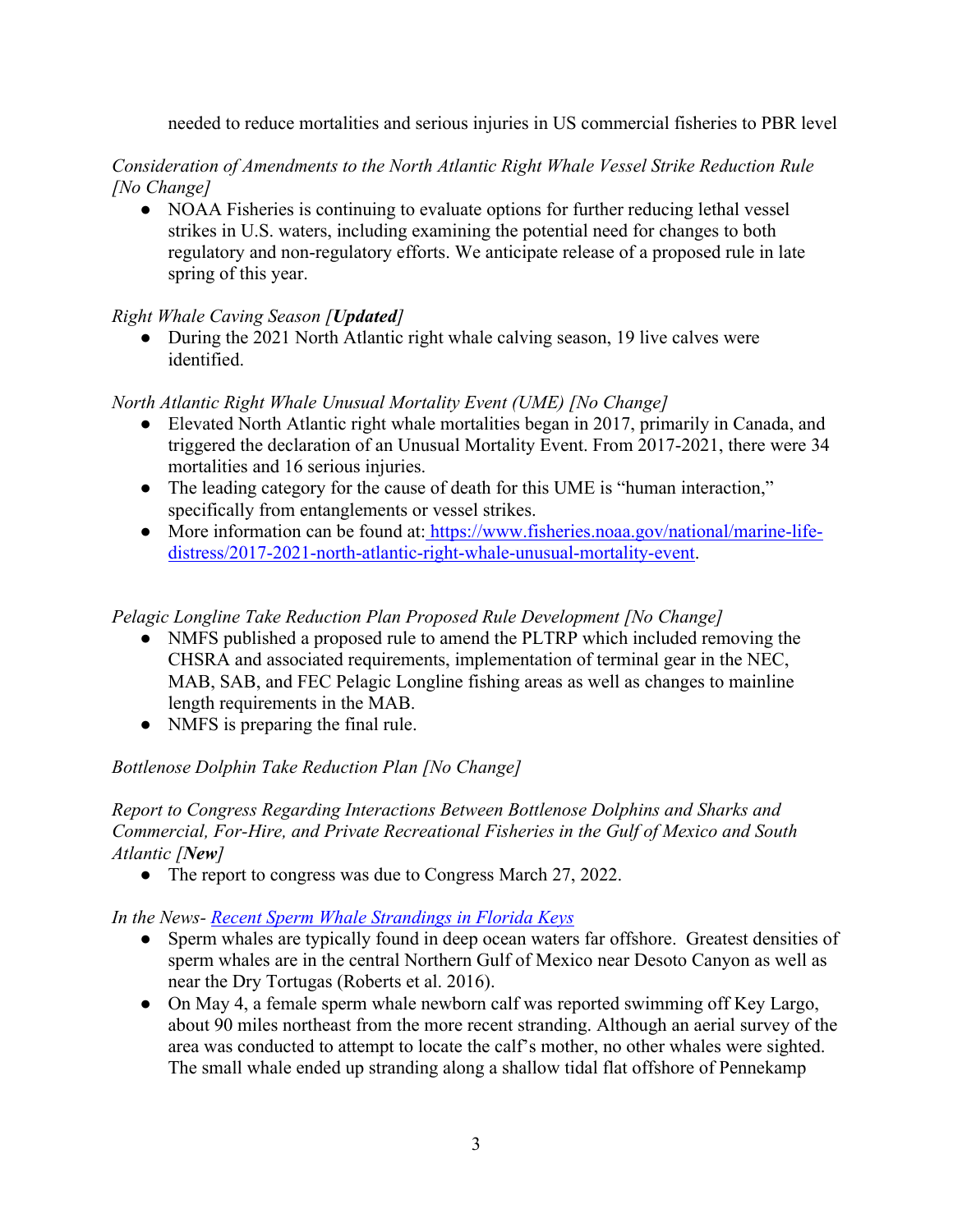needed to reduce mortalities and serious injuries in US commercial fisheries to PBR level

*Consideration of Amendments to the North Atlantic Right Whale Vessel Strike Reduction Rule [No Change]*

- NOAA Fisheries is continuing to evaluate options for further reducing lethal vessel strikes in U.S. waters, including examining the potential need for changes to both regulatory and non-regulatory efforts. We anticipate release of a proposed rule in late spring of this year.

*Right Whale Caving Season [**Updated**]*

- During the 2021 North Atlantic right whale calving season, 19 live calves were identified.

*North Atlantic Right Whale Unusual Mortality Event (UME) [No Change]*

- Elevated North Atlantic right whale mortalities began in 2017, primarily in Canada, and triggered the declaration of an Unusual Mortality Event. From 2017-2021, there were 34 mortalities and 16 serious injuries.
- The leading category for the cause of death for this UME is "human interaction," specifically from entanglements or vessel strikes.
- More information can be found at: [https://www.fisheries.noaa.gov/national/marine-life-distress/2017-2021-north-atlantic-right-whale-unusual-mortality-event](https://www.fisheries.noaa.gov/national/marine-life-distress/2017-2021-north-atlantic-right-whale-unusual-mortality-event).

*Pelagic Longline Take Reduction Plan Proposed Rule Development [No Change]*

- NMFS published a proposed rule to amend the PLTRP which included removing the CHSRA and associated requirements, implementation of terminal gear in the NEC, MAB, SAB, and FEC Pelagic Longline fishing areas as well as changes to mainline length requirements in the MAB.
- NMFS is preparing the final rule.

*Bottlenose Dolphin Take Reduction Plan [No Change]*

*Report to Congress Regarding Interactions Between Bottlenose Dolphins and Sharks and Commercial, For-Hire, and Private Recreational Fisheries in the Gulf of Mexico and South Atlantic [**New**]*

- The report to congress was due to Congress March 27, 2022.

*In the News- Recent Sperm Whale Strandings in Florida Keys*

- Sperm whales are typically found in deep ocean waters far offshore. Greatest densities of sperm whales are in the central Northern Gulf of Mexico near Desoto Canyon as well as near the Dry Tortugas (Roberts et al. 2016).
- On May 4, a female sperm whale newborn calf was reported swimming off Key Largo, about 90 miles northeast from the more recent stranding. Although an aerial survey of the area was conducted to attempt to locate the calf's mother, no other whales were sighted. The small whale ended up stranding along a shallow tidal flat offshore of Pennekamp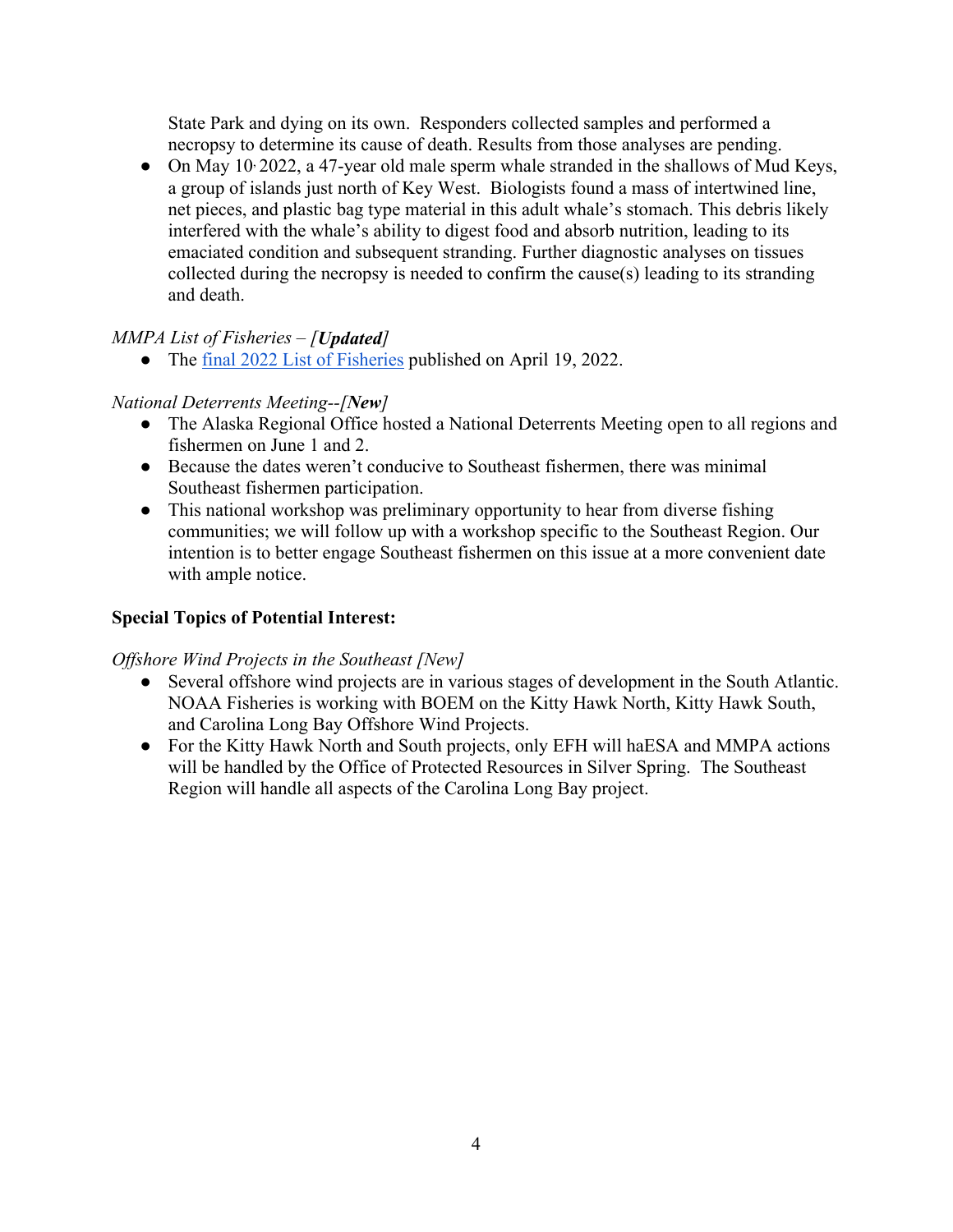State Park and dying on its own. Responders collected samples and performed a necropsy to determine its cause of death. Results from those analyses are pending.

- On May 10, 2022, a 47-year old male sperm whale stranded in the shallows of Mud Keys, a group of islands just north of Key West. Biologists found a mass of intertwined line, net pieces, and plastic bag type material in this adult whale's stomach. This debris likely interfered with the whale's ability to digest food and absorb nutrition, leading to its emaciated condition and subsequent stranding. Further diagnostic analyses on tissues collected during the necropsy is needed to confirm the cause(s) leading to its stranding and death.

*MMPA List of Fisheries – [**Updated**]*

- The final 2022 List of Fisheries published on April 19, 2022.

*National Deterrents Meeting--[**New**]*

- The Alaska Regional Office hosted a National Deterrents Meeting open to all regions and fishermen on June 1 and 2.
- Because the dates weren't conducive to Southeast fishermen, there was minimal Southeast fishermen participation.
- This national workshop was preliminary opportunity to hear from diverse fishing communities; we will follow up with a workshop specific to the Southeast Region. Our intention is to better engage Southeast fishermen on this issue at a more convenient date with ample notice.

**Special Topics of Potential Interest:**

*Offshore Wind Projects in the Southeast [New]*

- Several offshore wind projects are in various stages of development in the South Atlantic. NOAA Fisheries is working with BOEM on the Kitty Hawk North, Kitty Hawk South, and Carolina Long Bay Offshore Wind Projects.
- For the Kitty Hawk North and South projects, only EFH will haESA and MMPA actions will be handled by the Office of Protected Resources in Silver Spring. The Southeast Region will handle all aspects of the Carolina Long Bay project.